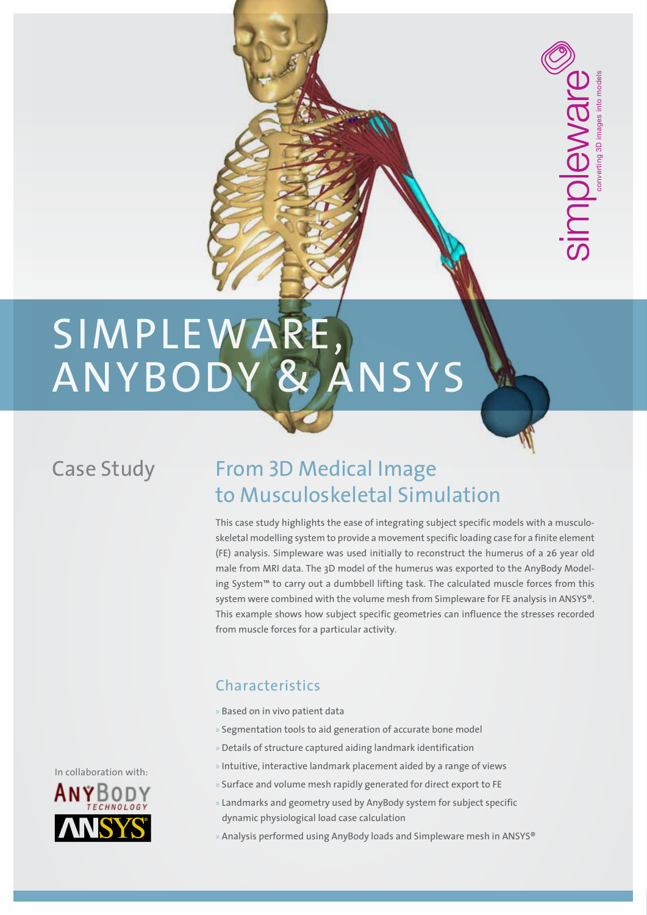# SIMPLEWARE, ANYBODY & ANSYS

simpleware — converting 3D images into models

## Case Study

## From 3D Medical Image to Musculoskeletal Simulation

This case study highlights the ease of integrating subject specific models with a musculoskeletal modelling system to provide a movement specific loading case for a finite element (FE) analysis. Simpleware was used initially to reconstruct the humerus of a 26 year old male from MRI data. The 3D model of the humerus was exported to the AnyBody Modeling System™ to carry out a dumbbell lifting task. The calculated muscle forces from this system were combined with the volume mesh from Simpleware for FE analysis in ANSYS®. This example shows how subject specific geometries can influence the stresses recorded from muscle forces for a particular activity.

### Characteristics

- Based on in vivo patient data
- Segmentation tools to aid generation of accurate bone model
- Details of structure captured aiding landmark identification
- Intuitive, interactive landmark placement aided by a range of views
- Surface and volume mesh rapidly generated for direct export to FE
- Landmarks and geometry used by AnyBody system for subject specific dynamic physiological load case calculation
- Analysis performed using AnyBody loads and Simpleware mesh in ANSYS®

In collaboration with:

AnyBody Technology

ANSYS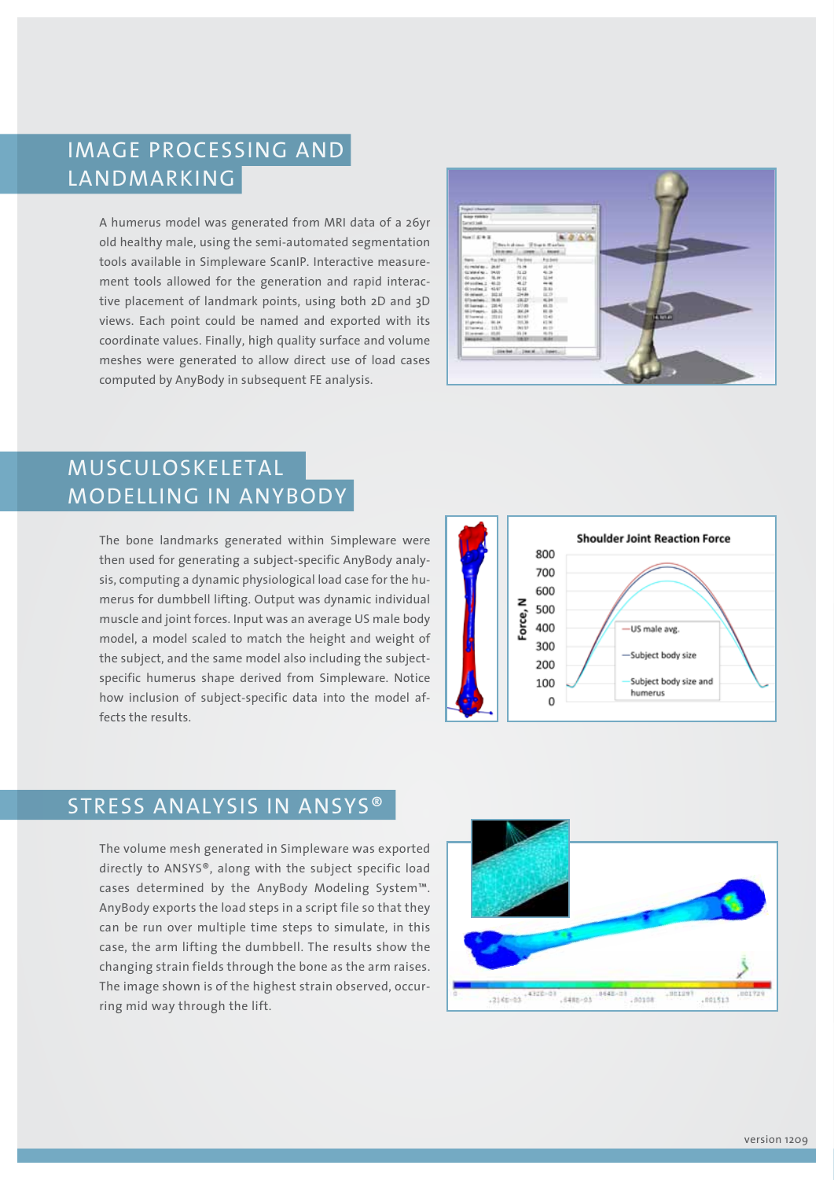## IMAGE PROCESSING AND LANDMARKING

A humerus model was generated from MRI data of a 26yr old healthy male, using the semi-automated segmentation tools available in Simpleware ScanIP. Interactive measurement tools allowed for the generation and rapid interactive placement of landmark points, using both 2D and 3D views. Each point could be named and exported with its coordinate values. Finally, high quality surface and volume meshes were generated to allow direct use of load cases computed by AnyBody in subsequent FE analysis.

## MUSCULOSKELETAL MODELLING IN ANYBODY

The bone landmarks generated within Simpleware were then used for generating a subject-specific AnyBody analysis, computing a dynamic physiological load case for the humerus for dumbbell lifting. Output was dynamic individual muscle and joint forces. Input was an average US male body model, a model scaled to match the height and weight of the subject, and the same model also including the subject-specific humerus shape derived from Simpleware. Notice how inclusion of subject-specific data into the model affects the results.

Shoulder Joint Reaction Force

Force, N

800
700
600
500
400
300
200
100
0

US male avg.
Subject body size
Subject body size and humerus

## STRESS ANALYSIS IN ANSYS®

The volume mesh generated in Simpleware was exported directly to ANSYS®, along with the subject specific load cases determined by the AnyBody Modeling System™. AnyBody exports the load steps in a script file so that they can be run over multiple time steps to simulate, in this case, the arm lifting the dumbbell. The results show the changing strain fields through the bone as the arm raises. The image shown is of the highest strain observed, occurring mid way through the lift.

version 1209